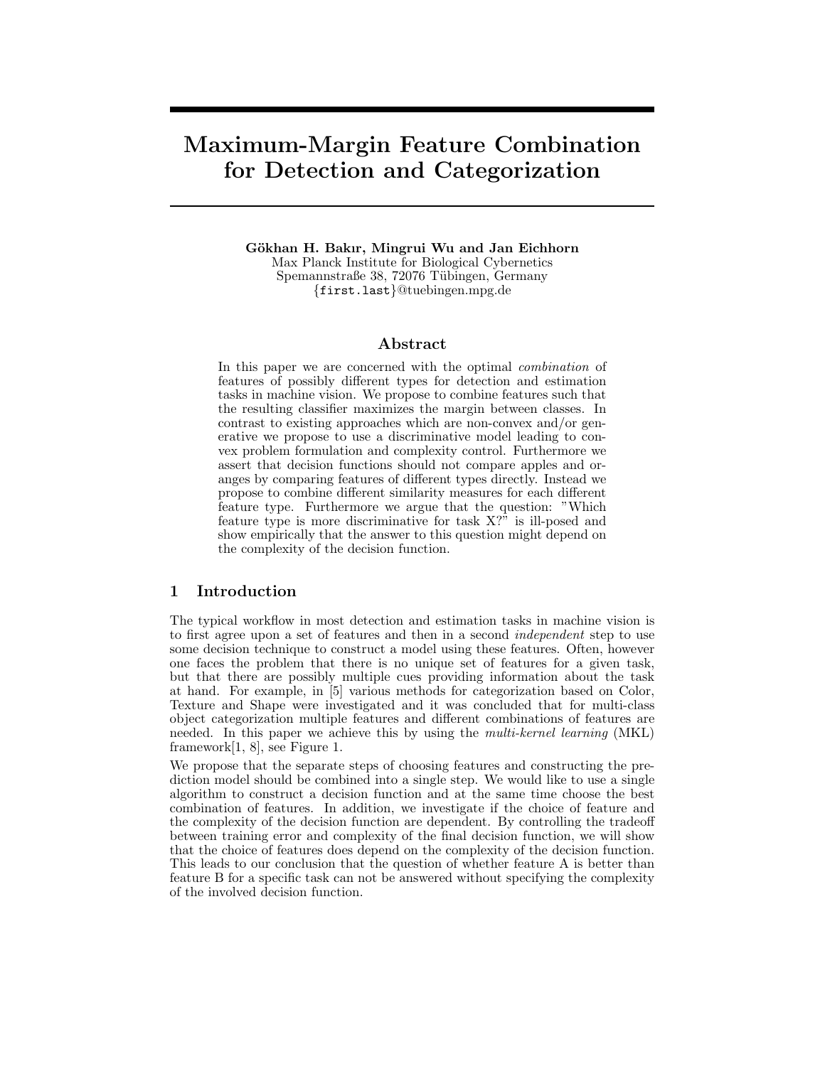# Maximum-Margin Feature Combination for Detection and Categorization

**Gökhan H. Bakır, Mingrui Wu and Jan Eichhorn**
Max Planck Institute for Biological Cybernetics
Spemannstraße 38, 72076 Tübingen, Germany
{first.last}@tuebingen.mpg.de

## Abstract

In this paper we are concerned with the optimal *combination* of features of possibly different types for detection and estimation tasks in machine vision. We propose to combine features such that the resulting classifier maximizes the margin between classes. In contrast to existing approaches which are non-convex and/or generative we propose to use a discriminative model leading to convex problem formulation and complexity control. Furthermore we assert that decision functions should not compare apples and oranges by comparing features of different types directly. Instead we propose to combine different similarity measures for each different feature type. Furthermore we argue that the question: "Which feature type is more discriminative for task X?" is ill-posed and show empirically that the answer to this question might depend on the complexity of the decision function.

## 1 Introduction

The typical workflow in most detection and estimation tasks in machine vision is to first agree upon a set of features and then in a second *independent* step to use some decision technique to construct a model using these features. Often, however one faces the problem that there is no unique set of features for a given task, but that there are possibly multiple cues providing information about the task at hand. For example, in [5] various methods for categorization based on Color, Texture and Shape were investigated and it was concluded that for multi-class object categorization multiple features and different combinations of features are needed. In this paper we achieve this by using the *multi-kernel learning* (MKL) framework[1, 8], see Figure 1.

We propose that the separate steps of choosing features and constructing the prediction model should be combined into a single step. We would like to use a single algorithm to construct a decision function and at the same time choose the best combination of features. In addition, we investigate if the choice of feature and the complexity of the decision function are dependent. By controlling the tradeoff between training error and complexity of the final decision function, we will show that the choice of features does depend on the complexity of the decision function. This leads to our conclusion that the question of whether feature A is better than feature B for a specific task can not be answered without specifying the complexity of the involved decision function.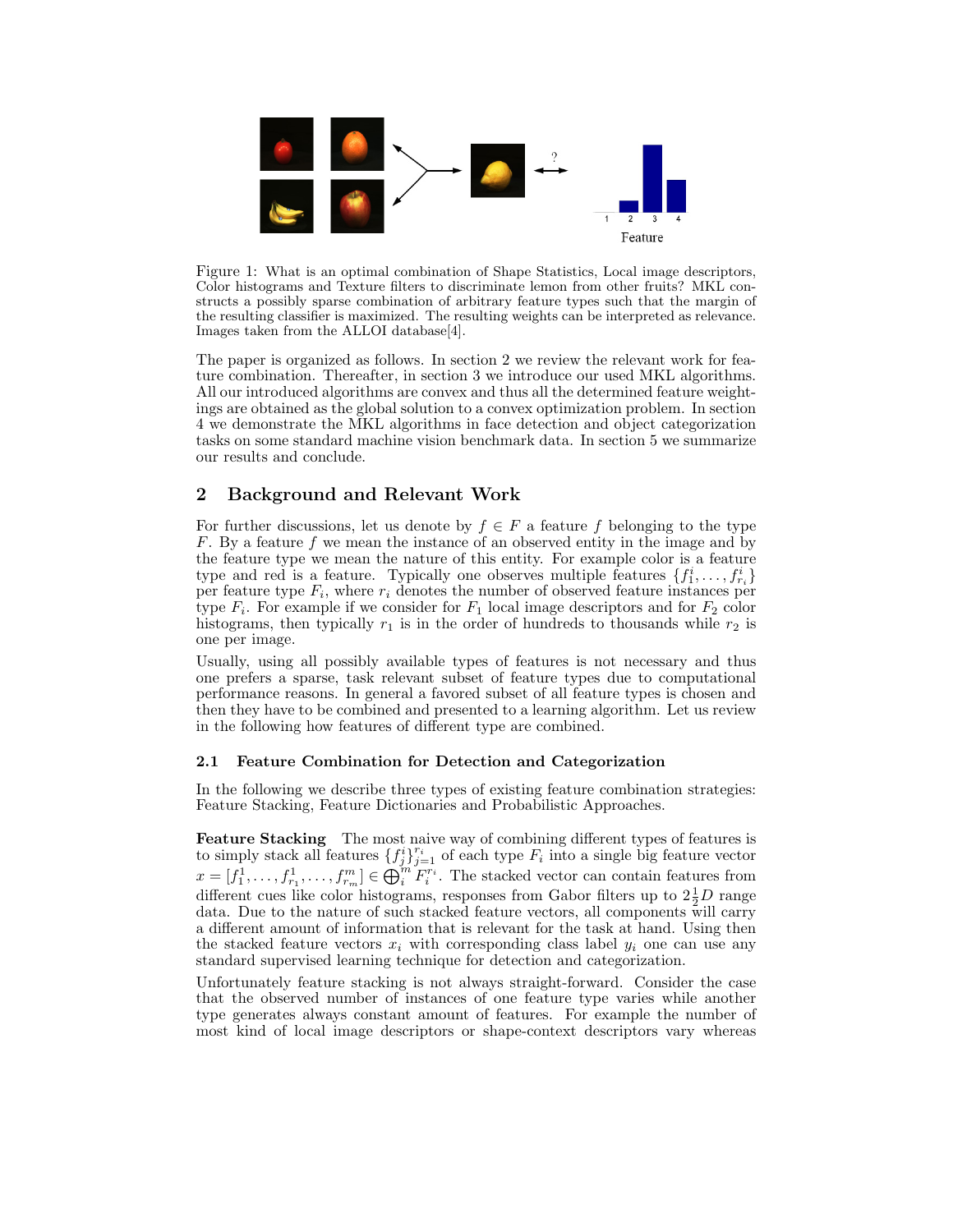Figure 1: What is an optimal combination of Shape Statistics, Local image descriptors, Color histograms and Texture filters to discriminate lemon from other fruits? MKL constructs a possibly sparse combination of arbitrary feature types such that the margin of the resulting classifier is maximized. The resulting weights can be interpreted as relevance. Images taken from the ALLOI database[4].

The paper is organized as follows. In section 2 we review the relevant work for feature combination. Thereafter, in section 3 we introduce our used MKL algorithms. All our introduced algorithms are convex and thus all the determined feature weightings are obtained as the global solution to a convex optimization problem. In section 4 we demonstrate the MKL algorithms in face detection and object categorization tasks on some standard machine vision benchmark data. In section 5 we summarize our results and conclude.

## 2 Background and Relevant Work

For further discussions, let us denote by $f \in F$ a feature $f$ belonging to the type $F$. By a feature $f$ we mean the instance of an observed entity in the image and by the feature type we mean the nature of this entity. For example color is a feature type and red is a feature. Typically one observes multiple features $\{f_1^i, \ldots, f_{r_i}^i\}$ per feature type $F_i$, where $r_i$ denotes the number of observed feature instances per type $F_i$. For example if we consider for $F_1$ local image descriptors and for $F_2$ color histograms, then typically $r_1$ is in the order of hundreds to thousands while $r_2$ is one per image.

Usually, using all possibly available types of features is not necessary and thus one prefers a sparse, task relevant subset of feature types due to computational performance reasons. In general a favored subset of all feature types is chosen and then they have to be combined and presented to a learning algorithm. Let us review in the following how features of different type are combined.

### 2.1 Feature Combination for Detection and Categorization

In the following we describe three types of existing feature combination strategies: Feature Stacking, Feature Dictionaries and Probabilistic Approaches.

**Feature Stacking** The most naive way of combining different types of features is to simply stack all features $\{f_j^i\}_{j=1}^{r_i}$ of each type $F_i$ into a single big feature vector $x = [f_1^1, \ldots, f_{r_1}^1, \ldots, f_{r_m}^m] \in \bigoplus_i^m F_i^{r_i}$. The stacked vector can contain features from different cues like color histograms, responses from Gabor filters up to $2\frac{1}{2}D$ range data. Due to the nature of such stacked feature vectors, all components will carry a different amount of information that is relevant for the task at hand. Using then the stacked feature vectors $x_i$ with corresponding class label $y_i$ one can use any standard supervised learning technique for detection and categorization.

Unfortunately feature stacking is not always straight-forward. Consider the case that the observed number of instances of one feature type varies while another type generates always constant amount of features. For example the number of most kind of local image descriptors or shape-context descriptors vary whereas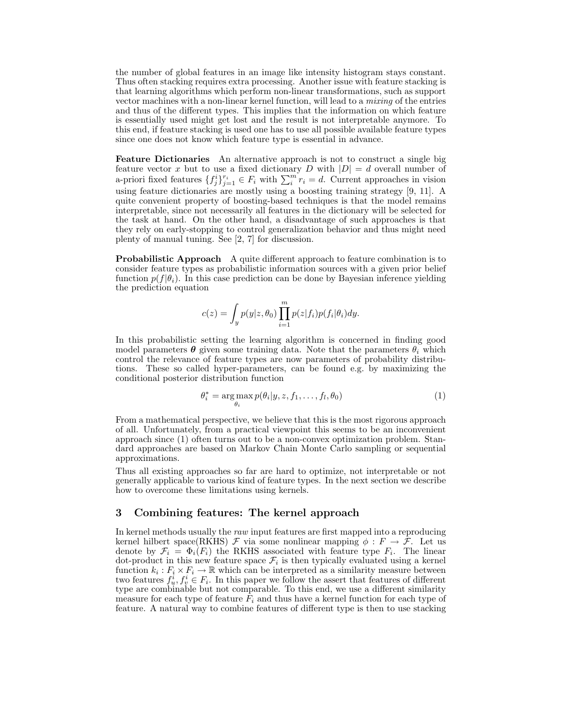the number of global features in an image like intensity histogram stays constant. Thus often stacking requires extra processing. Another issue with feature stacking is that learning algorithms which perform non-linear transformations, such as support vector machines with a non-linear kernel function, will lead to a *mixing* of the entries and thus of the different types. This implies that the information on which feature is essentially used might get lost and the result is not interpretable anymore. To this end, if feature stacking is used one has to use all possible available feature types since one does not know which feature type is essential in advance.

**Feature Dictionaries** An alternative approach is not to construct a single big feature vector $x$ but to use a fixed dictionary $D$ with $|D| = d$ overall number of a-priori fixed features $\{f_j^i\}_{j=1}^{r_i} \in F_i$ with $\sum_i^m r_i = d$. Current approaches in vision using feature dictionaries are mostly using a boosting training strategy [9, 11]. A quite convenient property of boosting-based techniques is that the model remains interpretable, since not necessarily all features in the dictionary will be selected for the task at hand. On the other hand, a disadvantage of such approaches is that they rely on early-stopping to control generalization behavior and thus might need plenty of manual tuning. See [2, 7] for discussion.

**Probabilistic Approach** A quite different approach to feature combination is to consider feature types as probabilistic information sources with a given prior belief function $p(f|\theta_i)$. In this case prediction can be done by Bayesian inference yielding the prediction equation

$$c(z) = \int_y p(y|z, \theta_0) \prod_{i=1}^{m} p(z|f_i) p(f_i|\theta_i) dy.$$

In this probabilistic setting the learning algorithm is concerned in finding good model parameters $\boldsymbol{\theta}$ given some training data. Note that the parameters $\theta_i$ which control the relevance of feature types are now parameters of probability distributions. These so called hyper-parameters, can be found e.g. by maximizing the conditional posterior distribution function

$$\theta_i^* = \arg\max_{\theta_i} p(\theta_i|y, z, f_1, \ldots, f_l, \theta_0) \tag{1}$$

From a mathematical perspective, we believe that this is the most rigorous approach of all. Unfortunately, from a practical viewpoint this seems to be an inconvenient approach since (1) often turns out to be a non-convex optimization problem. Standard approaches are based on Markov Chain Monte Carlo sampling or sequential approximations.

Thus all existing approaches so far are hard to optimize, not interpretable or not generally applicable to various kind of feature types. In the next section we describe how to overcome these limitations using kernels.

## 3 Combining features: The kernel approach

In kernel methods usually the *raw* input features are first mapped into a reproducing kernel hilbert space(RKHS) $\mathcal{F}$ via some nonlinear mapping $\phi : F \rightarrow \mathcal{F}$. Let us denote by $\mathcal{F}_i = \Phi_i(F_i)$ the RKHS associated with feature type $F_i$. The linear dot-product in this new feature space $\mathcal{F}_i$ is then typically evaluated using a kernel function $k_i : F_i \times F_i \rightarrow \mathbb{R}$ which can be interpreted as a similarity measure between two features $f_u^i, f_v^i \in F_i$. In this paper we follow the assert that features of different type are combinable but not comparable. To this end, we use a different similarity measure for each type of feature $F_i$ and thus have a kernel function for each type of feature. A natural way to combine features of different type is then to use stacking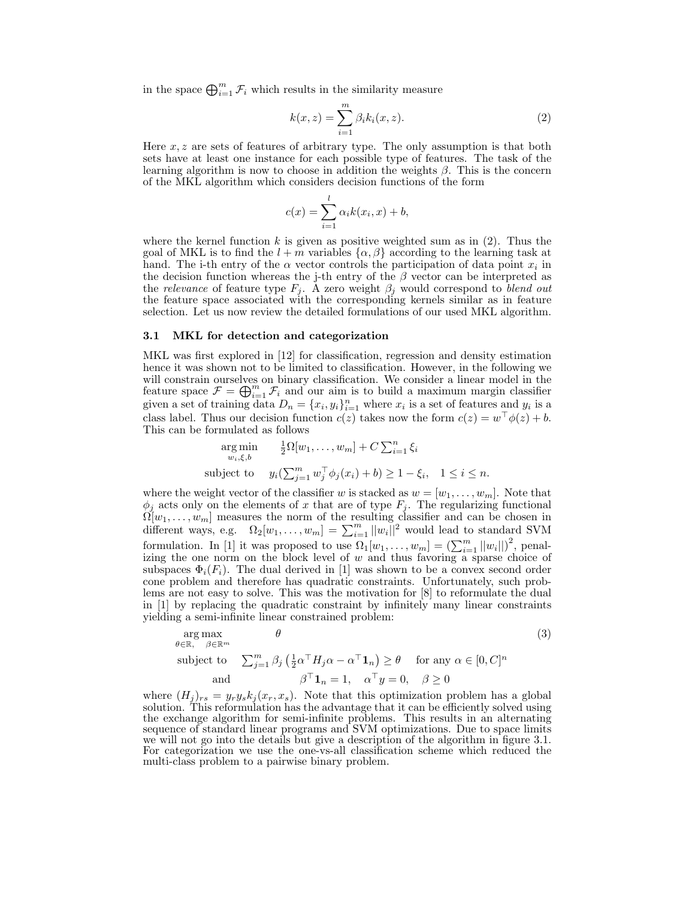in the space $\bigoplus_{i=1}^{m} \mathcal{F}_i$ which results in the similarity measure

$$k(x, z) = \sum_{i=1}^{m} \beta_i k_i(x, z). \tag{2}$$

Here $x, z$ are sets of features of arbitrary type. The only assumption is that both sets have at least one instance for each possible type of features. The task of the learning algorithm is now to choose in addition the weights $\beta$. This is the concern of the MKL algorithm which considers decision functions of the form

$$c(x) = \sum_{i=1}^{l} \alpha_i k(x_i, x) + b,$$

where the kernel function $k$ is given as positive weighted sum as in (2). Thus the goal of MKL is to find the $l + m$ variables $\{\alpha, \beta\}$ according to the learning task at hand. The i-th entry of the $\alpha$ vector controls the participation of data point $x_i$ in the decision function whereas the j-th entry of the $\beta$ vector can be interpreted as the *relevance* of feature type $F_j$. A zero weight $\beta_j$ would correspond to *blend out* the feature space associated with the corresponding kernels similar as in feature selection. Let us now review the detailed formulations of our used MKL algorithm.

### 3.1 MKL for detection and categorization

MKL was first explored in [12] for classification, regression and density estimation hence it was shown not to be limited to classification. However, in the following we will constrain ourselves on binary classification. We consider a linear model in the feature space $\mathcal{F} = \bigoplus_{i=1}^{m} \mathcal{F}_i$ and our aim is to build a maximum margin classifier given a set of training data $D_n = \{x_i, y_i\}_{i=1}^{n}$ where $x_i$ is a set of features and $y_i$ is a class label. Thus our decision function $c(z)$ takes now the form $c(z) = w^\top \phi(z) + b$. This can be formulated as follows

$$\begin{aligned}
\underset{w_i, \xi, b}{\arg\min} \quad & \tfrac{1}{2}\Omega[w_1, \ldots, w_m] + C \textstyle\sum_{i=1}^{n} \xi_i \\
\text{subject to} \quad & y_i(\textstyle\sum_{j=1}^{m} w_j^\top \phi_j(x_i) + b) \geq 1 - \xi_i, \quad 1 \leq i \leq n.
\end{aligned}$$

where the weight vector of the classifier $w$ is stacked as $w = [w_1, \ldots, w_m]$. Note that $\phi_j$ acts only on the elements of $x$ that are of type $F_j$. The regularizing functional $\Omega[w_1, \ldots, w_m]$ measures the norm of the resulting classifier and can be chosen in different ways, e.g. $\Omega_2[w_1, \ldots, w_m] = \sum_{i=1}^{m} ||w_i||^2$ would lead to standard SVM formulation. In [1] it was proposed to use $\Omega_1[w_1, \ldots, w_m] = \left(\sum_{i=1}^{m} ||w_i||\right)^2$, penalizing the one norm on the block level of $w$ and thus favoring a sparse choice of subspaces $\Phi_i(F_i)$. The dual derived in [1] was shown to be a convex second order cone problem and therefore has quadratic constraints. Unfortunately, such problems are not easy to solve. This was the motivation for [8] to reformulate the dual in [1] by replacing the quadratic constraint by infinitely many linear constraints yielding a semi-infinite linear constrained problem:

$$\begin{aligned}
\underset{\theta \in \mathbb{R}, \quad \beta \in \mathbb{R}^m}{\arg\max} \quad & \theta \\
\text{subject to} \quad & \textstyle\sum_{j=1}^{m} \beta_j \left(\tfrac{1}{2}\alpha^\top H_j \alpha - \alpha^\top \mathbf{1}_n\right) \geq \theta \quad \text{for any } \alpha \in [0, C]^n \\
\text{and} \quad & \beta^\top \mathbf{1}_n = 1, \quad \alpha^\top y = 0, \quad \beta \geq 0
\end{aligned} \tag{3}$$

where $(H_j)_{rs} = y_r y_s k_j(x_r, x_s)$. Note that this optimization problem has a global solution. This reformulation has the advantage that it can be efficiently solved using the exchange algorithm for semi-infinite problems. This results in an alternating sequence of standard linear programs and SVM optimizations. Due to space limits we will not go into the details but give a description of the algorithm in figure 3.1. For categorization we use the one-vs-all classification scheme which reduced the multi-class problem to a pairwise binary problem.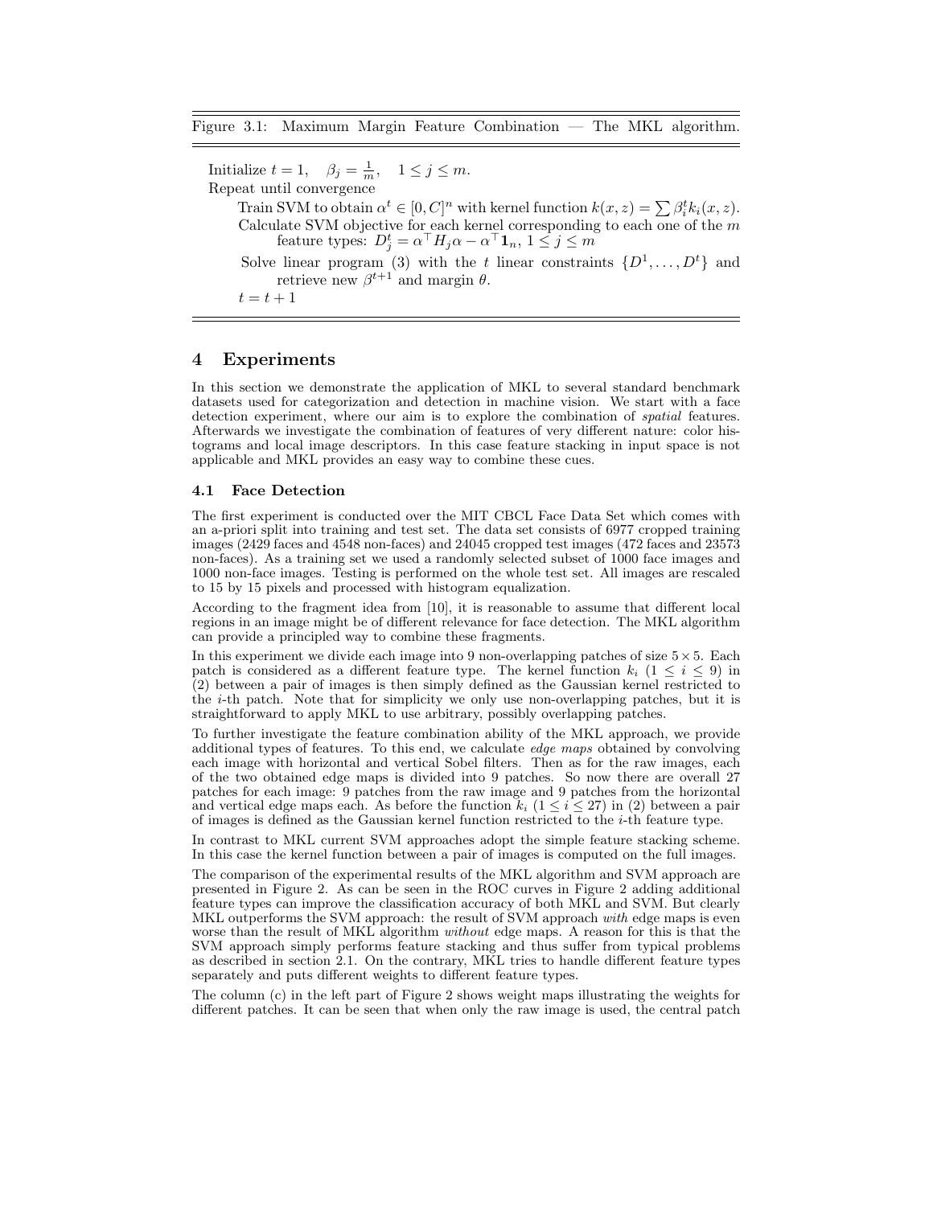Figure 3.1: Maximum Margin Feature Combination — The MKL algorithm.

---

Initialize $t = 1, \quad \beta_j = \frac{1}{m}, \quad 1 \leq j \leq m.$

Repeat until convergence

- Train SVM to obtain $\alpha^t \in [0, C]^n$ with kernel function $k(x, z) = \sum \beta_i^t k_i(x, z)$.
- Calculate SVM objective for each kernel corresponding to each one of the $m$ feature types: $D_j^t = \alpha^\top H_j \alpha - \alpha^\top \mathbf{1}_n$, $1 \leq j \leq m$
- Solve linear program (3) with the $t$ linear constraints $\{D^1, \ldots, D^t\}$ and retrieve new $\beta^{t+1}$ and margin $\theta$.
- $t = t + 1$

---

## 4 Experiments

In this section we demonstrate the application of MKL to several standard benchmark datasets used for categorization and detection in machine vision. We start with a face detection experiment, where our aim is to explore the combination of *spatial* features. Afterwards we investigate the combination of features of very different nature: color histograms and local image descriptors. In this case feature stacking in input space is not applicable and MKL provides an easy way to combine these cues.

### 4.1 Face Detection

The first experiment is conducted over the MIT CBCL Face Data Set which comes with an a-priori split into training and test set. The data set consists of 6977 cropped training images (2429 faces and 4548 non-faces) and 24045 cropped test images (472 faces and 23573 non-faces). As a training set we used a randomly selected subset of 1000 face images and 1000 non-face images. Testing is performed on the whole test set. All images are rescaled to 15 by 15 pixels and processed with histogram equalization.

According to the fragment idea from [10], it is reasonable to assume that different local regions in an image might be of different relevance for face detection. The MKL algorithm can provide a principled way to combine these fragments.

In this experiment we divide each image into 9 non-overlapping patches of size $5 \times 5$. Each patch is considered as a different feature type. The kernel function $k_i$ ($1 \leq i \leq 9$) in (2) between a pair of images is then simply defined as the Gaussian kernel restricted to the $i$-th patch. Note that for simplicity we only use non-overlapping patches, but it is straightforward to apply MKL to use arbitrary, possibly overlapping patches.

To further investigate the feature combination ability of the MKL approach, we provide additional types of features. To this end, we calculate *edge maps* obtained by convolving each image with horizontal and vertical Sobel filters. Then as for the raw images, each of the two obtained edge maps is divided into 9 patches. So now there are overall 27 patches for each image: 9 patches from the raw image and 9 patches from the horizontal and vertical edge maps each. As before the function $k_i$ ($1 \leq i \leq 27$) in (2) between a pair of images is defined as the Gaussian kernel function restricted to the $i$-th feature type.

In contrast to MKL current SVM approaches adopt the simple feature stacking scheme. In this case the kernel function between a pair of images is computed on the full images.

The comparison of the experimental results of the MKL algorithm and SVM approach are presented in Figure 2. As can be seen in the ROC curves in Figure 2 adding additional feature types can improve the classification accuracy of both MKL and SVM. But clearly MKL outperforms the SVM approach: the result of SVM approach *with* edge maps is even worse than the result of MKL algorithm *without* edge maps. A reason for this is that the SVM approach simply performs feature stacking and thus suffer from typical problems as described in section 2.1. On the contrary, MKL tries to handle different feature types separately and puts different weights to different feature types.

The column (c) in the left part of Figure 2 shows weight maps illustrating the weights for different patches. It can be seen that when only the raw image is used, the central patch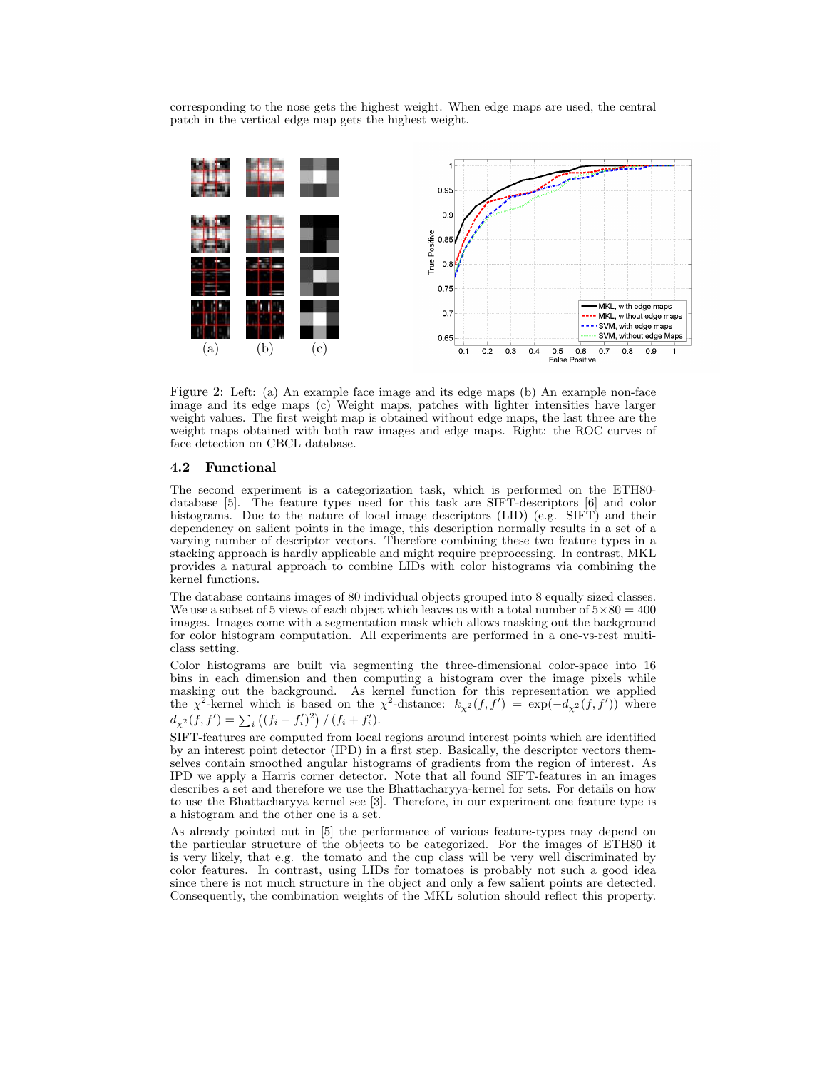corresponding to the nose gets the highest weight. When edge maps are used, the central patch in the vertical edge map gets the highest weight.

Figure 2: Left: (a) An example face image and its edge maps (b) An example non-face image and its edge maps (c) Weight maps, patches with lighter intensities have larger weight values. The first weight map is obtained without edge maps, the last three are the weight maps obtained with both raw images and edge maps. Right: the ROC curves of face detection on CBCL database.

### 4.2 Functional

The second experiment is a categorization task, which is performed on the ETH80-database [5]. The feature types used for this task are SIFT-descriptors [6] and color histograms. Due to the nature of local image descriptors (LID) (e.g. SIFT) and their dependency on salient points in the image, this description normally results in a set of a varying number of descriptor vectors. Therefore combining these two feature types in a stacking approach is hardly applicable and might require preprocessing. In contrast, MKL provides a natural approach to combine LIDs with color histograms via combining the kernel functions.

The database contains images of 80 individual objects grouped into 8 equally sized classes. We use a subset of 5 views of each object which leaves us with a total number of $5 \times 80 = 400$ images. Images come with a segmentation mask which allows masking out the background for color histogram computation. All experiments are performed in a one-vs-rest multi-class setting.

Color histograms are built via segmenting the three-dimensional color-space into 16 bins in each dimension and then computing a histogram over the image pixels while masking out the background. As kernel function for this representation we applied the $\chi^2$-kernel which is based on the $\chi^2$-distance: $k_{\chi^2}(f, f') = \exp(-d_{\chi^2}(f, f'))$ where $d_{\chi^2}(f, f') = \sum_i \left((f_i - f'_i)^2\right) / (f_i + f'_i)$.

SIFT-features are computed from local regions around interest points which are identified by an interest point detector (IPD) in a first step. Basically, the descriptor vectors themselves contain smoothed angular histograms of gradients from the region of interest. As IPD we apply a Harris corner detector. Note that all found SIFT-features in an images describes a set and therefore we use the Bhattacharyya-kernel for sets. For details on how to use the Bhattacharyya kernel see [3]. Therefore, in our experiment one feature type is a histogram and the other one is a set.

As already pointed out in [5] the performance of various feature-types may depend on the particular structure of the objects to be categorized. For the images of ETH80 it is very likely, that e.g. the tomato and the cup class will be very well discriminated by color features. In contrast, using LIDs for tomatoes is probably not such a good idea since there is not much structure in the object and only a few salient points are detected. Consequently, the combination weights of the MKL solution should reflect this property.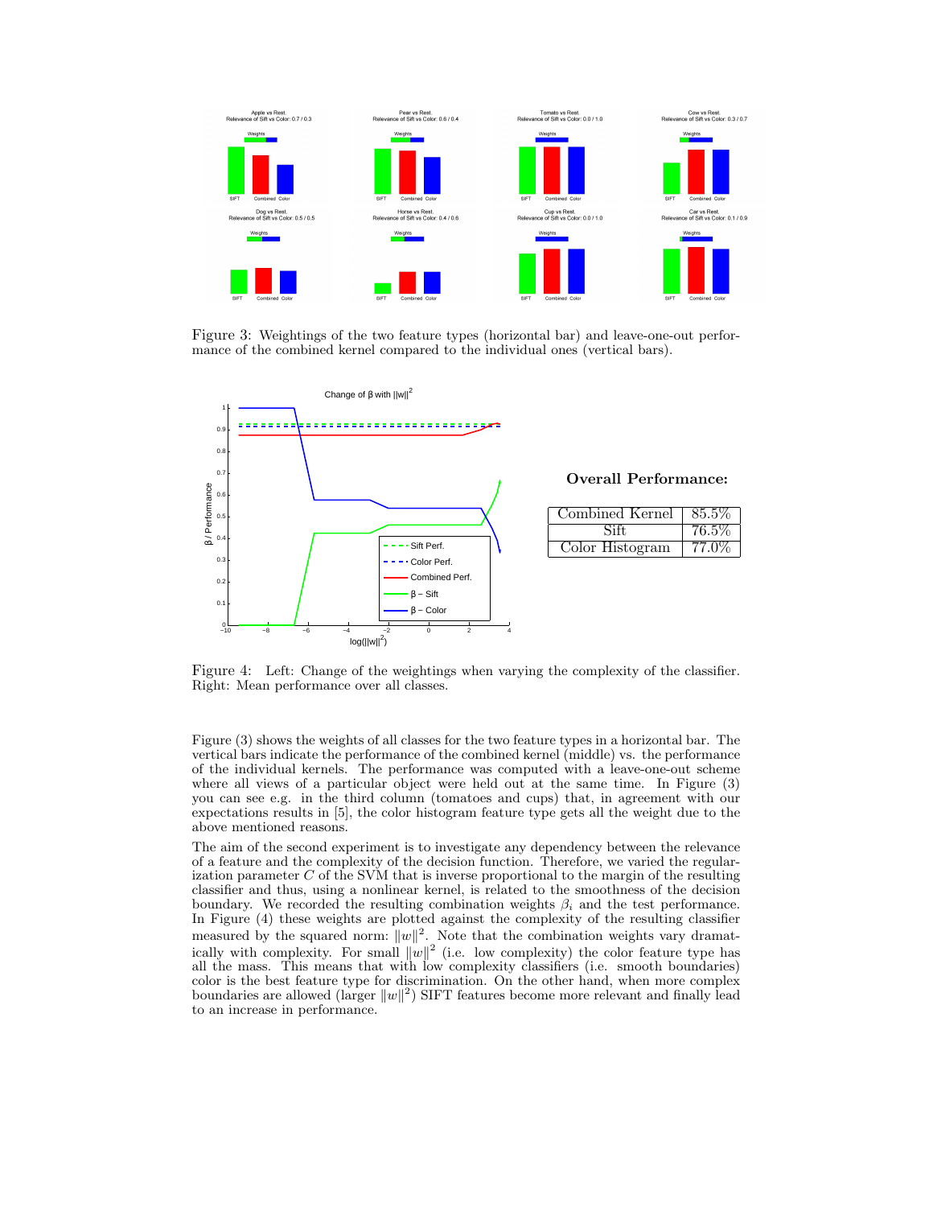Figure 3: Weightings of the two feature types (horizontal bar) and leave-one-out performance of the combined kernel compared to the individual ones (vertical bars).

**Overall Performance:**

| Combined Kernel | 85.5% |
|---|---|
| Sift | 76.5% |
| Color Histogram | 77.0% |

Figure 4: Left: Change of the weightings when varying the complexity of the classifier. Right: Mean performance over all classes.

Figure (3) shows the weights of all classes for the two feature types in a horizontal bar. The vertical bars indicate the performance of the combined kernel (middle) vs. the performance of the individual kernels. The performance was computed with a leave-one-out scheme where all views of a particular object were held out at the same time. In Figure (3) you can see e.g. in the third column (tomatoes and cups) that, in agreement with our expectations results in [5], the color histogram feature type gets all the weight due to the above mentioned reasons.

The aim of the second experiment is to investigate any dependency between the relevance of a feature and the complexity of the decision function. Therefore, we varied the regularization parameter $C$ of the SVM that is inverse proportional to the margin of the resulting classifier and thus, using a nonlinear kernel, is related to the smoothness of the decision boundary. We recorded the resulting combination weights $\beta_i$ and the test performance. In Figure (4) these weights are plotted against the complexity of the resulting classifier measured by the squared norm: $\|w\|^2$. Note that the combination weights vary dramatically with complexity. For small $\|w\|^2$ (i.e. low complexity) the color feature type has all the mass. This means that with low complexity classifiers (i.e. smooth boundaries) color is the best feature type for discrimination. On the other hand, when more complex boundaries are allowed (larger $\|w\|^2$) SIFT features become more relevant and finally lead to an increase in performance.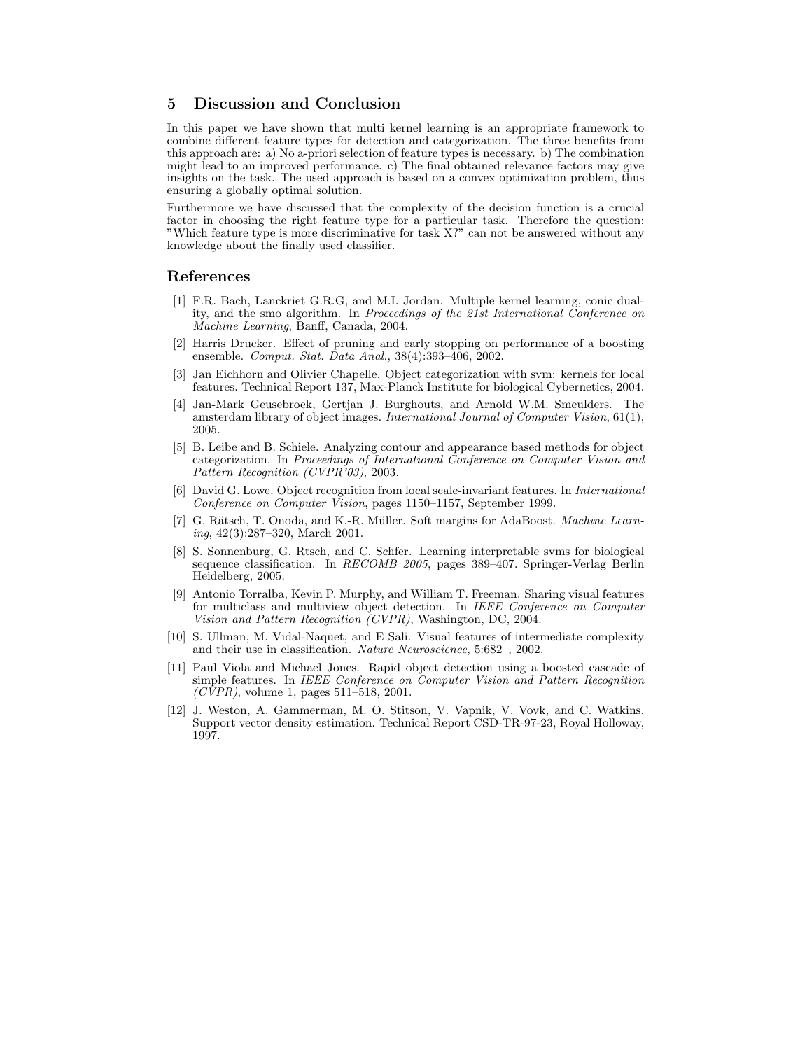## 5 Discussion and Conclusion

In this paper we have shown that multi kernel learning is an appropriate framework to combine different feature types for detection and categorization. The three benefits from this approach are: a) No a-priori selection of feature types is necessary. b) The combination might lead to an improved performance. c) The final obtained relevance factors may give insights on the task. The used approach is based on a convex optimization problem, thus ensuring a globally optimal solution.

Furthermore we have discussed that the complexity of the decision function is a crucial factor in choosing the right feature type for a particular task. Therefore the question: "Which feature type is more discriminative for task X?" can not be answered without any knowledge about the finally used classifier.

## References

[1] F.R. Bach, Lanckriet G.R.G, and M.I. Jordan. Multiple kernel learning, conic duality, and the smo algorithm. In *Proceedings of the 21st International Conference on Machine Learning*, Banff, Canada, 2004.

[2] Harris Drucker. Effect of pruning and early stopping on performance of a boosting ensemble. *Comput. Stat. Data Anal.*, 38(4):393–406, 2002.

[3] Jan Eichhorn and Olivier Chapelle. Object categorization with svm: kernels for local features. Technical Report 137, Max-Planck Institute for biological Cybernetics, 2004.

[4] Jan-Mark Geusebroek, Gertjan J. Burghouts, and Arnold W.M. Smeulders. The amsterdam library of object images. *International Journal of Computer Vision*, 61(1), 2005.

[5] B. Leibe and B. Schiele. Analyzing contour and appearance based methods for object categorization. In *Proceedings of International Conference on Computer Vision and Pattern Recognition (CVPR'03)*, 2003.

[6] David G. Lowe. Object recognition from local scale-invariant features. In *International Conference on Computer Vision*, pages 1150–1157, September 1999.

[7] G. Rätsch, T. Onoda, and K.-R. Müller. Soft margins for AdaBoost. *Machine Learning*, 42(3):287–320, March 2001.

[8] S. Sonnenburg, G. Rtsch, and C. Schfer. Learning interpretable svms for biological sequence classification. In *RECOMB 2005*, pages 389–407. Springer-Verlag Berlin Heidelberg, 2005.

[9] Antonio Torralba, Kevin P. Murphy, and William T. Freeman. Sharing visual features for multiclass and multiview object detection. In *IEEE Conference on Computer Vision and Pattern Recognition (CVPR)*, Washington, DC, 2004.

[10] S. Ullman, M. Vidal-Naquet, and E Sali. Visual features of intermediate complexity and their use in classification. *Nature Neuroscience*, 5:682–, 2002.

[11] Paul Viola and Michael Jones. Rapid object detection using a boosted cascade of simple features. In *IEEE Conference on Computer Vision and Pattern Recognition (CVPR)*, volume 1, pages 511–518, 2001.

[12] J. Weston, A. Gammerman, M. O. Stitson, V. Vapnik, V. Vovk, and C. Watkins. Support vector density estimation. Technical Report CSD-TR-97-23, Royal Holloway, 1997.